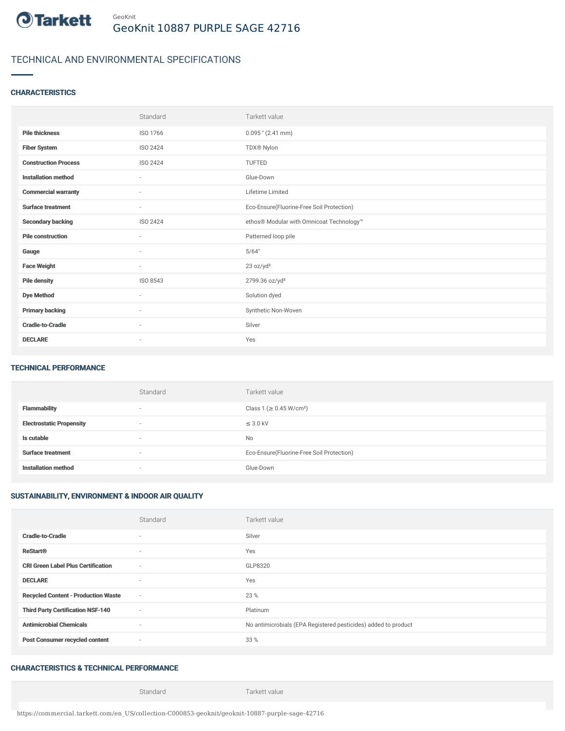GeoKnit

# GeoKnit 10887 PURPLE SAGE 42716

## TECHNICAL AND ENVIRONMENTAL SPECIFICATIONS

### CHARACTERISTICS

| | Standard | Tarkett value |
|---|---|---|
| **Pile thickness** | ISO 1766 | 0.095 " (2.41 mm) |
| **Fiber System** | ISO 2424 | TDX® Nylon |
| **Construction Process** | ISO 2424 | TUFTED |
| **Installation method** | - | Glue-Down |
| **Commercial warranty** | - | Lifetime Limited |
| **Surface treatment** | - | Eco-Ensure(Fluorine-Free Soil Protection) |
| **Secondary backing** | ISO 2424 | ethos® Modular with Omnicoat Technology™ |
| **Pile construction** | - | Patterned loop pile |
| **Gauge** | - | 5/64" |
| **Face Weight** | - | 23 oz/yd² |
| **Pile density** | ISO 8543 | 2799.36 oz/yd³ |
| **Dye Method** | - | Solution dyed |
| **Primary backing** | - | Synthetic Non-Woven |
| **Cradle-to-Cradle** | - | Silver |
| **DECLARE** | - | Yes |

### TECHNICAL PERFORMANCE

| | Standard | Tarkett value |
|---|---|---|
| **Flammability** | - | Class 1 (≥ 0.45 W/cm²) |
| **Electrostatic Propensity** | - | ≤ 3.0 kV |
| **Is cutable** | - | No |
| **Surface treatment** | - | Eco-Ensure(Fluorine-Free Soil Protection) |
| **Installation method** | - | Glue-Down |

### SUSTAINABILITY, ENVIRONMENT & INDOOR AIR QUALITY

| | Standard | Tarkett value |
|---|---|---|
| **Cradle-to-Cradle** | - | Silver |
| **ReStart®** | - | Yes |
| **CRI Green Label Plus Certification** | - | GLP8320 |
| **DECLARE** | - | Yes |
| **Recycled Content - Production Waste** | - | 23 % |
| **Third Party Certification NSF-140** | - | Platinum |
| **Antimicrobial Chemicals** | - | No antimicrobials (EPA Registered pesticides) added to product |
| **Post Consumer recycled content** | - | 33 % |

### CHARACTERISTICS & TECHNICAL PERFORMANCE

| | Standard | Tarkett value |
|---|---|---|

https://commercial.tarkett.com/en_US/collection-C000853-geoknit/geoknit-10887-purple-sage-42716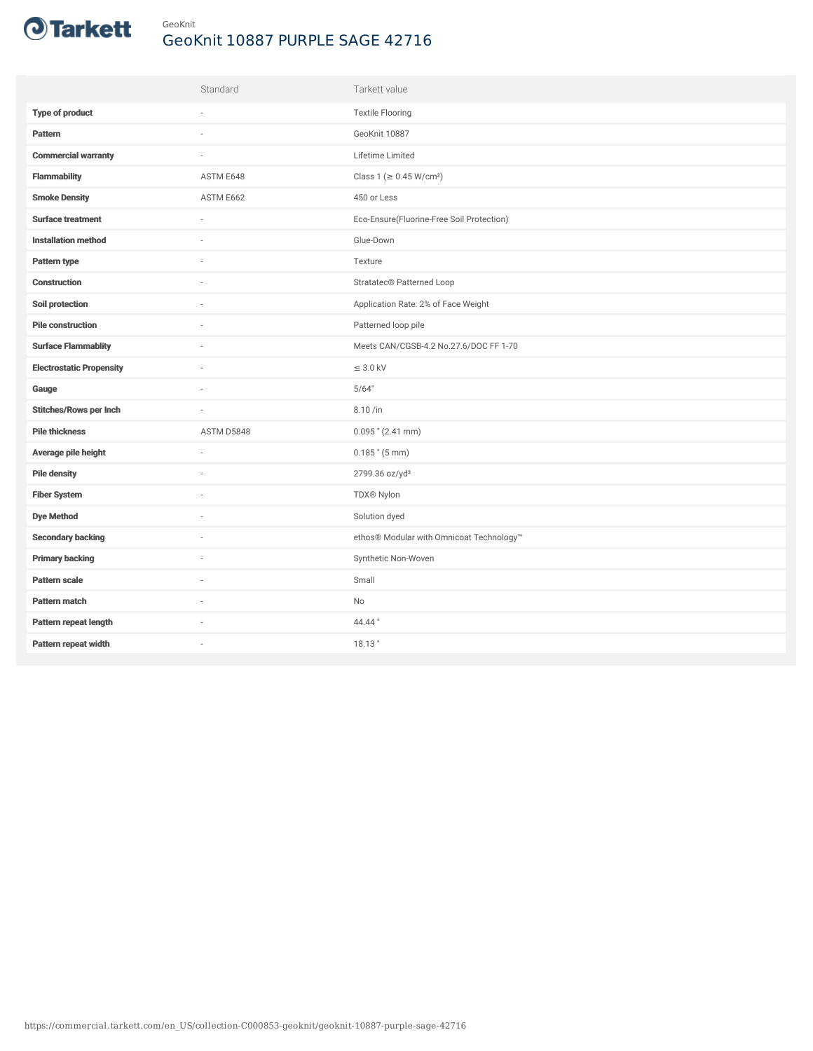GeoKnit

# GeoKnit 10887 PURPLE SAGE 42716

| | Standard | Tarkett value |
|---|---|---|
| **Type of product** | - | Textile Flooring |
| **Pattern** | - | GeoKnit 10887 |
| **Commercial warranty** | - | Lifetime Limited |
| **Flammability** | ASTM E648 | Class 1 (≥ 0.45 W/cm²) |
| **Smoke Density** | ASTM E662 | 450 or Less |
| **Surface treatment** | - | Eco-Ensure(Fluorine-Free Soil Protection) |
| **Installation method** | - | Glue-Down |
| **Pattern type** | - | Texture |
| **Construction** | - | Stratatec® Patterned Loop |
| **Soil protection** | - | Application Rate: 2% of Face Weight |
| **Pile construction** | - | Patterned loop pile |
| **Surface Flammablity** | - | Meets CAN/CGSB-4.2 No.27.6/DOC FF 1-70 |
| **Electrostatic Propensity** | - | ≤ 3.0 kV |
| **Gauge** | - | 5/64" |
| **Stitches/Rows per Inch** | - | 8.10 /in |
| **Pile thickness** | ASTM D5848 | 0.095 " (2.41 mm) |
| **Average pile height** | - | 0.185 " (5 mm) |
| **Pile density** | - | 2799.36 oz/yd³ |
| **Fiber System** | - | TDX® Nylon |
| **Dye Method** | - | Solution dyed |
| **Secondary backing** | - | ethos® Modular with Omnicoat Technology™ |
| **Primary backing** | - | Synthetic Non-Woven |
| **Pattern scale** | - | Small |
| **Pattern match** | - | No |
| **Pattern repeat length** | - | 44.44 " |
| **Pattern repeat width** | - | 18.13 " |

https://commercial.tarkett.com/en_US/collection-C000853-geoknit/geoknit-10887-purple-sage-42716